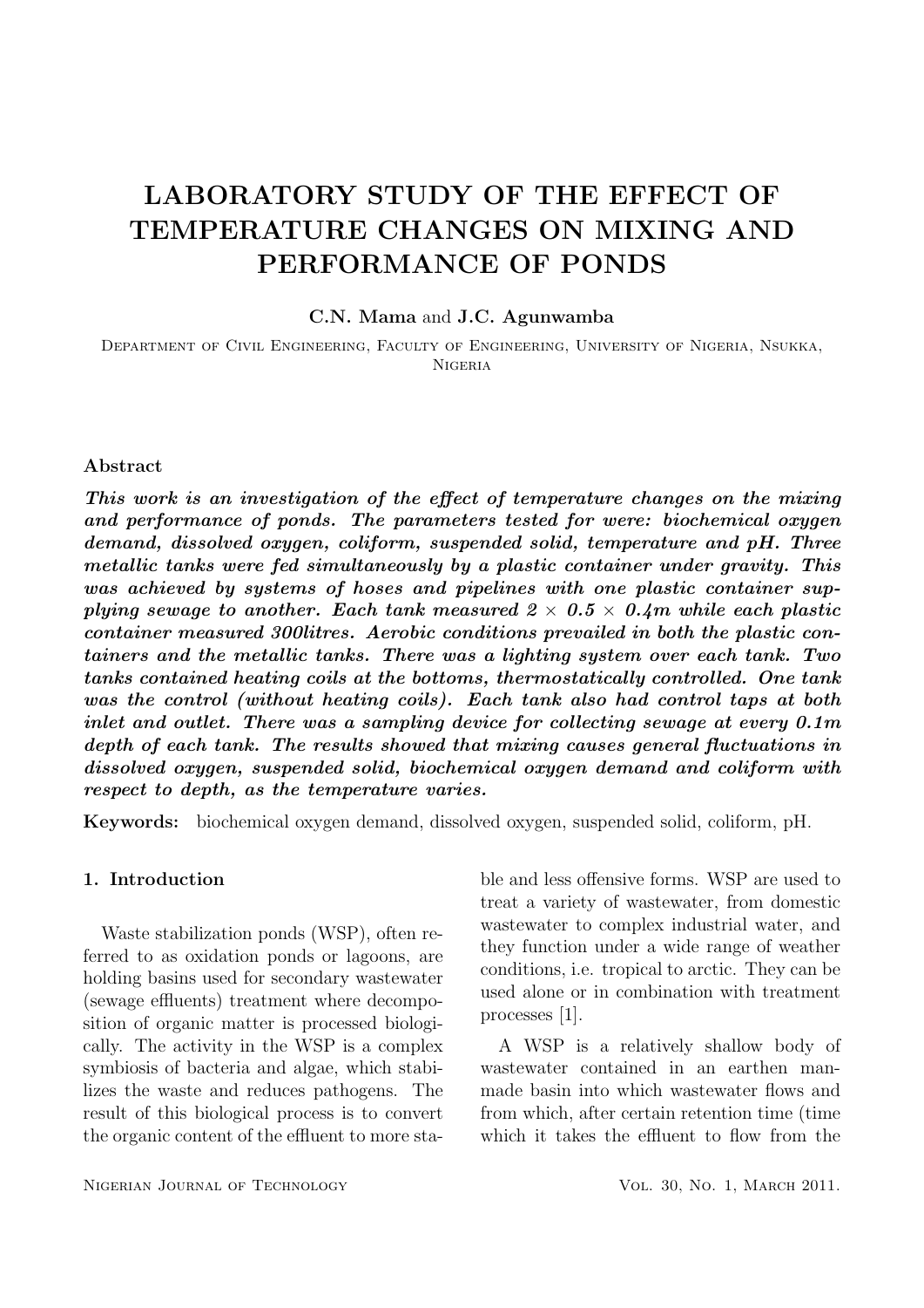# LABORATORY STUDY OF THE EFFECT OF TEMPERATURE CHANGES ON MIXING AND PERFORMANCE OF PONDS

**C.N. Mama** and **J.C. Agunwamba**

Department of Civil Engineering, Faculty of Engineering, University of Nigeria, Nsukka, Nigeria

### Abstract

***This work is an investigation of the effect of temperature changes on the mixing and performance of ponds. The parameters tested for were: biochemical oxygen demand, dissolved oxygen, coliform, suspended solid, temperature and pH. Three metallic tanks were fed simultaneously by a plastic container under gravity. This was achieved by systems of hoses and pipelines with one plastic container supplying sewage to another. Each tank measured 2 × 0.5 × 0.4m while each plastic container measured 300litres. Aerobic conditions prevailed in both the plastic containers and the metallic tanks. There was a lighting system over each tank. Two tanks contained heating coils at the bottoms, thermostatically controlled. One tank was the control (without heating coils). Each tank also had control taps at both inlet and outlet. There was a sampling device for collecting sewage at every 0.1m depth of each tank. The results showed that mixing causes general fluctuations in dissolved oxygen, suspended solid, biochemical oxygen demand and coliform with respect to depth, as the temperature varies.***

**Keywords:** biochemical oxygen demand, dissolved oxygen, suspended solid, coliform, pH.

### 1. Introduction

Waste stabilization ponds (WSP), often referred to as oxidation ponds or lagoons, are holding basins used for secondary wastewater (sewage effluents) treatment where decomposition of organic matter is processed biologically. The activity in the WSP is a complex symbiosis of bacteria and algae, which stabilizes the waste and reduces pathogens. The result of this biological process is to convert the organic content of the effluent to more stable and less offensive forms. WSP are used to treat a variety of wastewater, from domestic wastewater to complex industrial water, and they function under a wide range of weather conditions, i.e. tropical to arctic. They can be used alone or in combination with treatment processes [1].

A WSP is a relatively shallow body of wastewater contained in an earthen manmade basin into which wastewater flows and from which, after certain retention time (time which it takes the effluent to flow from the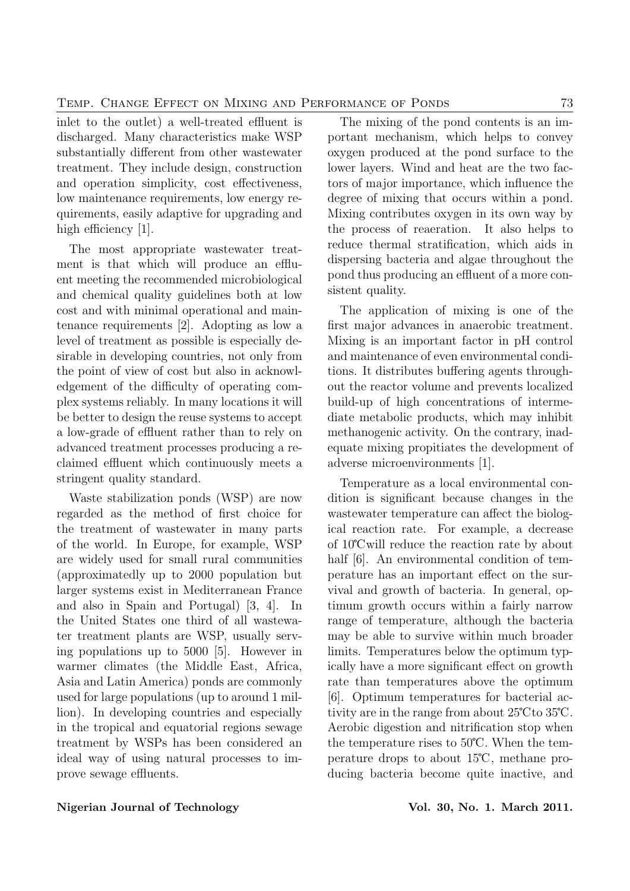inlet to the outlet) a well-treated effluent is discharged. Many characteristics make WSP substantially different from other wastewater treatment. They include design, construction and operation simplicity, cost effectiveness, low maintenance requirements, low energy requirements, easily adaptive for upgrading and high efficiency [1].

The most appropriate wastewater treatment is that which will produce an effluent meeting the recommended microbiological and chemical quality guidelines both at low cost and with minimal operational and maintenance requirements [2]. Adopting as low a level of treatment as possible is especially desirable in developing countries, not only from the point of view of cost but also in acknowledgement of the difficulty of operating complex systems reliably. In many locations it will be better to design the reuse systems to accept a low-grade of effluent rather than to rely on advanced treatment processes producing a reclaimed effluent which continuously meets a stringent quality standard.

Waste stabilization ponds (WSP) are now regarded as the method of first choice for the treatment of wastewater in many parts of the world. In Europe, for example, WSP are widely used for small rural communities (approximatedly up to 2000 population but larger systems exist in Mediterranean France and also in Spain and Portugal) [3, 4]. In the United States one third of all wastewater treatment plants are WSP, usually serving populations up to 5000 [5]. However in warmer climates (the Middle East, Africa, Asia and Latin America) ponds are commonly used for large populations (up to around 1 million). In developing countries and especially in the tropical and equatorial regions sewage treatment by WSPs has been considered an ideal way of using natural processes to improve sewage effluents.

The mixing of the pond contents is an important mechanism, which helps to convey oxygen produced at the pond surface to the lower layers. Wind and heat are the two factors of major importance, which influence the degree of mixing that occurs within a pond. Mixing contributes oxygen in its own way by the process of reaeration. It also helps to reduce thermal stratification, which aids in dispersing bacteria and algae throughout the pond thus producing an effluent of a more consistent quality.

The application of mixing is one of the first major advances in anaerobic treatment. Mixing is an important factor in pH control and maintenance of even environmental conditions. It distributes buffering agents throughout the reactor volume and prevents localized build-up of high concentrations of intermediate metabolic products, which may inhibit methanogenic activity. On the contrary, inadequate mixing propitiates the development of adverse microenvironments [1].

Temperature as a local environmental condition is significant because changes in the wastewater temperature can affect the biological reaction rate. For example, a decrease of 10℃will reduce the reaction rate by about half [6]. An environmental condition of temperature has an important effect on the survival and growth of bacteria. In general, optimum growth occurs within a fairly narrow range of temperature, although the bacteria may be able to survive within much broader limits. Temperatures below the optimum typically have a more significant effect on growth rate than temperatures above the optimum [6]. Optimum temperatures for bacterial activity are in the range from about 25℃to 35℃. Aerobic digestion and nitrification stop when the temperature rises to 50℃. When the temperature drops to about 15℃, methane producing bacteria become quite inactive, and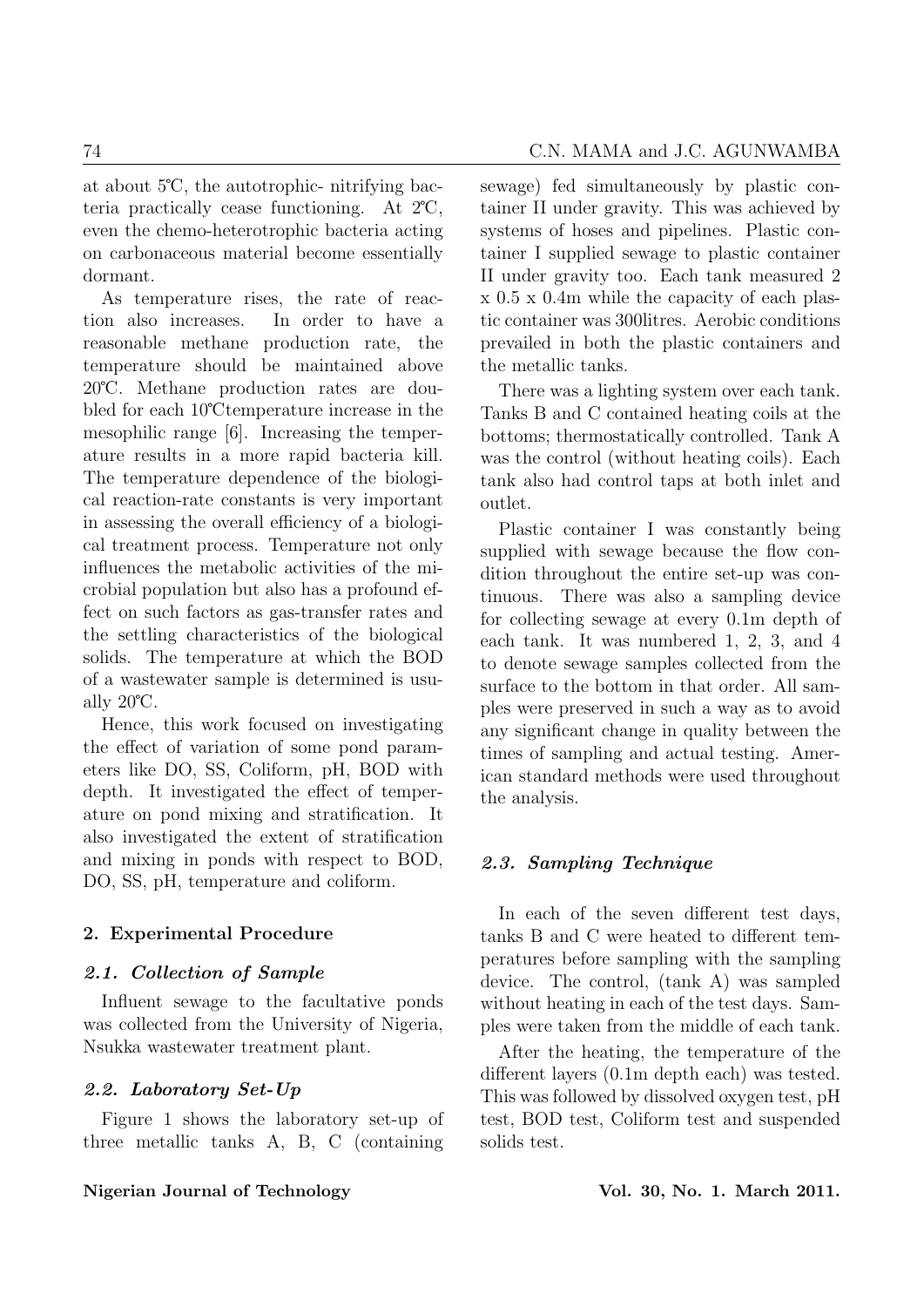at about 5℃, the autotrophic- nitrifying bacteria practically cease functioning. At 2℃, even the chemo-heterotrophic bacteria acting on carbonaceous material become essentially dormant.

As temperature rises, the rate of reaction also increases. In order to have a reasonable methane production rate, the temperature should be maintained above 20℃. Methane production rates are doubled for each 10℃temperature increase in the mesophilic range [6]. Increasing the temperature results in a more rapid bacteria kill. The temperature dependence of the biological reaction-rate constants is very important in assessing the overall efficiency of a biological treatment process. Temperature not only influences the metabolic activities of the microbial population but also has a profound effect on such factors as gas-transfer rates and the settling characteristics of the biological solids. The temperature at which the BOD of a wastewater sample is determined is usually 20℃.

Hence, this work focused on investigating the effect of variation of some pond parameters like DO, SS, Coliform, pH, BOD with depth. It investigated the effect of temperature on pond mixing and stratification. It also investigated the extent of stratification and mixing in ponds with respect to BOD, DO, SS, pH, temperature and coliform.

## 2. Experimental Procedure

### *2.1. Collection of Sample*

Influent sewage to the facultative ponds was collected from the University of Nigeria, Nsukka wastewater treatment plant.

### *2.2. Laboratory Set-Up*

Figure 1 shows the laboratory set-up of three metallic tanks A, B, C (containing sewage) fed simultaneously by plastic container II under gravity. This was achieved by systems of hoses and pipelines. Plastic container I supplied sewage to plastic container II under gravity too. Each tank measured 2 x 0.5 x 0.4m while the capacity of each plastic container was 300litres. Aerobic conditions prevailed in both the plastic containers and the metallic tanks.

There was a lighting system over each tank. Tanks B and C contained heating coils at the bottoms; thermostatically controlled. Tank A was the control (without heating coils). Each tank also had control taps at both inlet and outlet.

Plastic container I was constantly being supplied with sewage because the flow condition throughout the entire set-up was continuous. There was also a sampling device for collecting sewage at every 0.1m depth of each tank. It was numbered 1, 2, 3, and 4 to denote sewage samples collected from the surface to the bottom in that order. All samples were preserved in such a way as to avoid any significant change in quality between the times of sampling and actual testing. American standard methods were used throughout the analysis.

### *2.3. Sampling Technique*

In each of the seven different test days, tanks B and C were heated to different temperatures before sampling with the sampling device. The control, (tank A) was sampled without heating in each of the test days. Samples were taken from the middle of each tank.

After the heating, the temperature of the different layers (0.1m depth each) was tested. This was followed by dissolved oxygen test, pH test, BOD test, Coliform test and suspended solids test.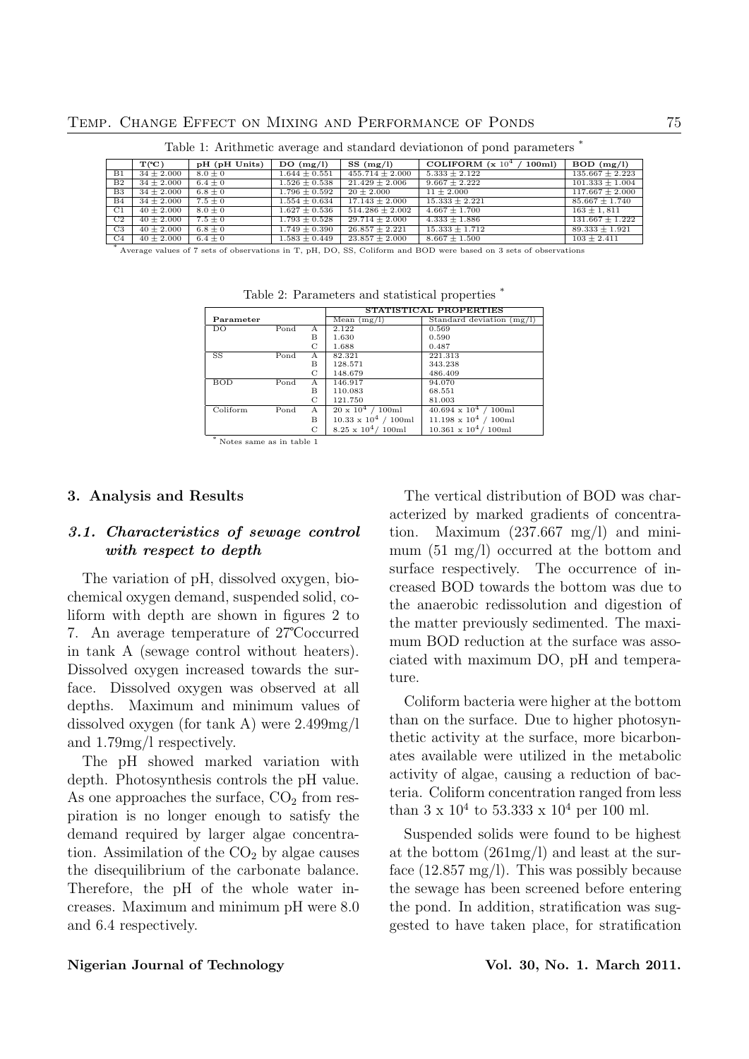Table 1: Arithmetic average and standard deviationon of pond parameters *

| | T(°C) | pH (pH Units) | DO (mg/l) | SS (mg/l) | COLIFORM (x $10^4$ / 100ml) | BOD (mg/l) |
|---|---|---|---|---|---|---|
| B1 | 34 ± 2.000 | 8.0 ± 0 | 1.644 ± 0.551 | 455.714 ± 2.000 | 5.333 ± 2.122 | 135.667 ± 2.223 |
| B2 | 34 ± 2.000 | 6.4 ± 0 | 1.526 ± 0.538 | 21.429 ± 2.006 | 9.667 ± 2.222 | 101.333 ± 1.004 |
| B3 | 34 ± 2.000 | 6.8 ± 0 | 1.796 ± 0.592 | 20 ± 2.000 | 11 ± 2.000 | 117.667 ± 2.000 |
| B4 | 34 ± 2.000 | 7.5 ± 0 | 1.554 ± 0.634 | 17.143 ± 2.000 | 15.333 ± 2.221 | 85.667 ± 1.740 |
| C1 | 40 ± 2.000 | 8.0 ± 0 | 1.627 ± 0.536 | 514.286 ± 2.002 | 4.667 ± 1.700 | 163 ± 1, 811 |
| C2 | 40 ± 2.000 | 7.5 ± 0 | 1.793 ± 0.528 | 29.714 ± 2.000 | 4.333 ± 1.886 | 131.667 ± 1.222 |
| C3 | 40 ± 2.000 | 6.8 ± 0 | 1.749 ± 0.390 | 26.857 ± 2.221 | 15.333 ± 1.712 | 89.333 ± 1.921 |
| C4 | 40 ± 2.000 | 6.4 ± 0 | 1.583 ± 0.449 | 23.857 ± 2.000 | 8.667 ± 1.500 | 103 ± 2.411 |

* Average values of 7 sets of observations in T, pH, DO, SS, Coliform and BOD were based on 3 sets of observations

Table 2: Parameters and statistical properties *

| Parameter | | | STATISTICAL PROPERTIES | |
|---|---|---|---|---|
| | | | Mean (mg/l) | Standard deviation (mg/l) |
| DO | Pond | A | 2.122 | 0.569 |
| | | B | 1.630 | 0.590 |
| | | C | 1.688 | 0.487 |
| SS | Pond | A | 82.321 | 221.313 |
| | | B | 128.571 | 343.238 |
| | | C | 148.679 | 486.409 |
| BOD | Pond | A | 146.917 | 94.070 |
| | | B | 110.083 | 68.551 |
| | | C | 121.750 | 81.003 |
| Coliform | Pond | A | 20 x $10^4$ / 100ml | 40.694 x $10^4$ / 100ml |
| | | B | 10.33 x $10^4$ / 100ml | 11.198 x $10^4$ / 100ml |
| | | C | 8.25 x $10^4$/ 100ml | 10.361 x $10^4$/ 100ml |

* Notes same as in table 1

## 3. Analysis and Results

### 3.1. Characteristics of sewage control with respect to depth

The variation of pH, dissolved oxygen, biochemical oxygen demand, suspended solid, coliform with depth are shown in figures 2 to 7. An average temperature of 27°Coccurred in tank A (sewage control without heaters). Dissolved oxygen increased towards the surface. Dissolved oxygen was observed at all depths. Maximum and minimum values of dissolved oxygen (for tank A) were 2.499mg/l and 1.79mg/l respectively.

The pH showed marked variation with depth. Photosynthesis controls the pH value. As one approaches the surface, $CO_2$ from respiration is no longer enough to satisfy the demand required by larger algae concentration. Assimilation of the $CO_2$ by algae causes the disequilibrium of the carbonate balance. Therefore, the pH of the whole water increases. Maximum and minimum pH were 8.0 and 6.4 respectively.

The vertical distribution of BOD was characterized by marked gradients of concentration. Maximum (237.667 mg/l) and minimum (51 mg/l) occurred at the bottom and surface respectively. The occurrence of increased BOD towards the bottom was due to the anaerobic redissolution and digestion of the matter previously sedimented. The maximum BOD reduction at the surface was associated with maximum DO, pH and temperature.

Coliform bacteria were higher at the bottom than on the surface. Due to higher photosynthetic activity at the surface, more bicarbonates available were utilized in the metabolic activity of algae, causing a reduction of bacteria. Coliform concentration ranged from less than 3 x $10^4$ to 53.333 x $10^4$ per 100 ml.

Suspended solids were found to be highest at the bottom (261mg/l) and least at the surface (12.857 mg/l). This was possibly because the sewage has been screened before entering the pond. In addition, stratification was suggested to have taken place, for stratification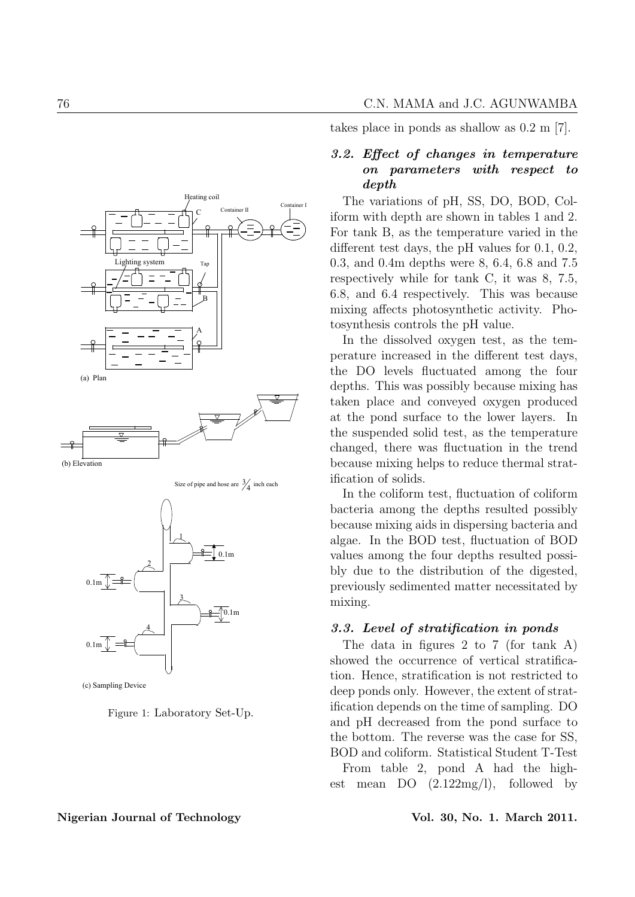Heating coil

C

Container II

Container I

Lighting system

Tap

B

A

(a) Plan

(b) Elevation

Size of pipe and hose are 3/4 inch each

1

0.1m

2

0.1m

3

0.1m

4

0.1m

(c) Sampling Device

Figure 1: Laboratory Set-Up.

takes place in ponds as shallow as 0.2 m [7].

### 3.2. Effect of changes in temperature on parameters with respect to depth

The variations of pH, SS, DO, BOD, Coliform with depth are shown in tables 1 and 2. For tank B, as the temperature varied in the different test days, the pH values for 0.1, 0.2, 0.3, and 0.4m depths were 8, 6.4, 6.8 and 7.5 respectively while for tank C, it was 8, 7.5, 6.8, and 6.4 respectively. This was because mixing affects photosynthetic activity. Photosynthesis controls the pH value.

In the dissolved oxygen test, as the temperature increased in the different test days, the DO levels fluctuated among the four depths. This was possibly because mixing has taken place and conveyed oxygen produced at the pond surface to the lower layers. In the suspended solid test, as the temperature changed, there was fluctuation in the trend because mixing helps to reduce thermal stratification of solids.

In the coliform test, fluctuation of coliform bacteria among the depths resulted possibly because mixing aids in dispersing bacteria and algae. In the BOD test, fluctuation of BOD values among the four depths resulted possibly due to the distribution of the digested, previously sedimented matter necessitated by mixing.

### 3.3. Level of stratification in ponds

The data in figures 2 to 7 (for tank A) showed the occurrence of vertical stratification. Hence, stratification is not restricted to deep ponds only. However, the extent of stratification depends on the time of sampling. DO and pH decreased from the pond surface to the bottom. The reverse was the case for SS, BOD and coliform. Statistical Student T-Test

From table 2, pond A had the highest mean DO (2.122mg/l), followed by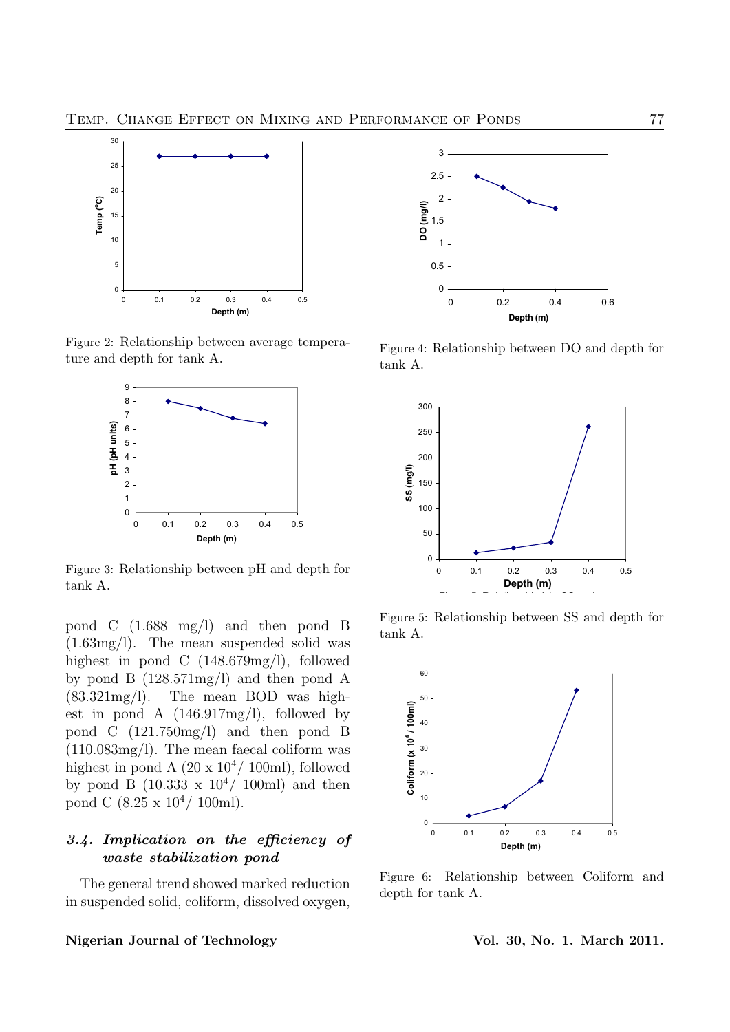30
25
20
15
10
5
0

Temp (°C)

0 0.1 0.2 0.3 0.4 0.5

Depth (m)

Figure 2: Relationship between average temperature and depth for tank A.

9
8
7
6
5
4
3
2
1
0

pH (pH units)

0 0.1 0.2 0.3 0.4 0.5

Depth (m)

Figure 3: Relationship between pH and depth for tank A.

pond C (1.688 mg/l) and then pond B (1.63mg/l). The mean suspended solid was highest in pond C (148.679mg/l), followed by pond B (128.571mg/l) and then pond A (83.321mg/l). The mean BOD was highest in pond A (146.917mg/l), followed by pond C (121.750mg/l) and then pond B (110.083mg/l). The mean faecal coliform was highest in pond A (20 x $10^4$/ 100ml), followed by pond B (10.333 x $10^4$/ 100ml) and then pond C (8.25 x $10^4$/ 100ml).

### *3.4. Implication on the efficiency of waste stabilization pond*

The general trend showed marked reduction in suspended solid, coliform, dissolved oxygen,

3
2.5
2
1.5
1
0.5
0

DO (mg/l)

0 0.2 0.4 0.6

Depth (m)

Figure 4: Relationship between DO and depth for tank A.

300
250
200
150
100
50
0

SS (mg/l)

0 0.1 0.2 0.3 0.4 0.5

Depth (m)

Figure 5: Relationship between SS and depth for tank A.

60
50
40
30
20
10
0

Coliform (x $10^4$ / 100ml)

0 0.1 0.2 0.3 0.4 0.5

Depth (m)

Figure 6: Relationship between Coliform and depth for tank A.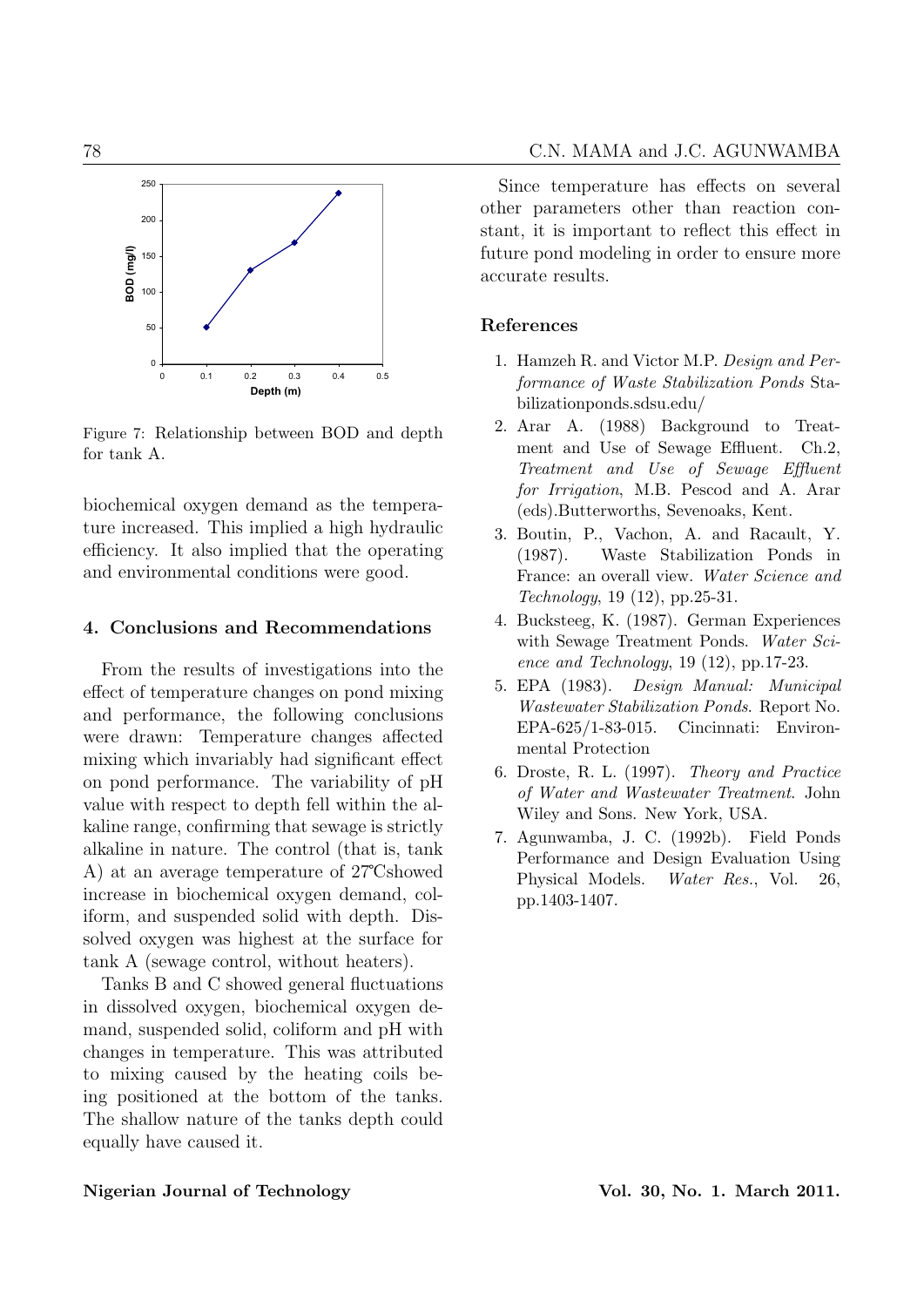250
200
150
100
50
0
0 0.1 0.2 0.3 0.4 0.5
BOD (mg/l)
Depth (m)

Figure 7: Relationship between BOD and depth for tank A.

biochemical oxygen demand as the temperature increased. This implied a high hydraulic efficiency. It also implied that the operating and environmental conditions were good.

## 4. Conclusions and Recommendations

From the results of investigations into the effect of temperature changes on pond mixing and performance, the following conclusions were drawn: Temperature changes affected mixing which invariably had significant effect on pond performance. The variability of pH value with respect to depth fell within the alkaline range, confirming that sewage is strictly alkaline in nature. The control (that is, tank A) at an average temperature of 27°Cshowed increase in biochemical oxygen demand, coliform, and suspended solid with depth. Dissolved oxygen was highest at the surface for tank A (sewage control, without heaters).

Tanks B and C showed general fluctuations in dissolved oxygen, biochemical oxygen demand, suspended solid, coliform and pH with changes in temperature. This was attributed to mixing caused by the heating coils being positioned at the bottom of the tanks. The shallow nature of the tanks depth could equally have caused it.

Since temperature has effects on several other parameters other than reaction constant, it is important to reflect this effect in future pond modeling in order to ensure more accurate results.

## References

1. Hamzeh R. and Victor M.P. *Design and Performance of Waste Stabilization Ponds* Stabilizationponds.sdsu.edu/
2. Arar A. (1988) Background to Treatment and Use of Sewage Effluent. Ch.2, *Treatment and Use of Sewage Effluent for Irrigation*, M.B. Pescod and A. Arar (eds).Butterworths, Sevenoaks, Kent.
3. Boutin, P., Vachon, A. and Racault, Y. (1987). Waste Stabilization Ponds in France: an overall view. *Water Science and Technology*, 19 (12), pp.25-31.
4. Bucksteeg, K. (1987). German Experiences with Sewage Treatment Ponds. *Water Science and Technology*, 19 (12), pp.17-23.
5. EPA (1983). *Design Manual: Municipal Wastewater Stabilization Ponds*. Report No. EPA-625/1-83-015. Cincinnati: Environmental Protection
6. Droste, R. L. (1997). *Theory and Practice of Water and Wastewater Treatment*. John Wiley and Sons. New York, USA.
7. Agunwamba, J. C. (1992b). Field Ponds Performance and Design Evaluation Using Physical Models. *Water Res.*, Vol. 26, pp.1403-1407.